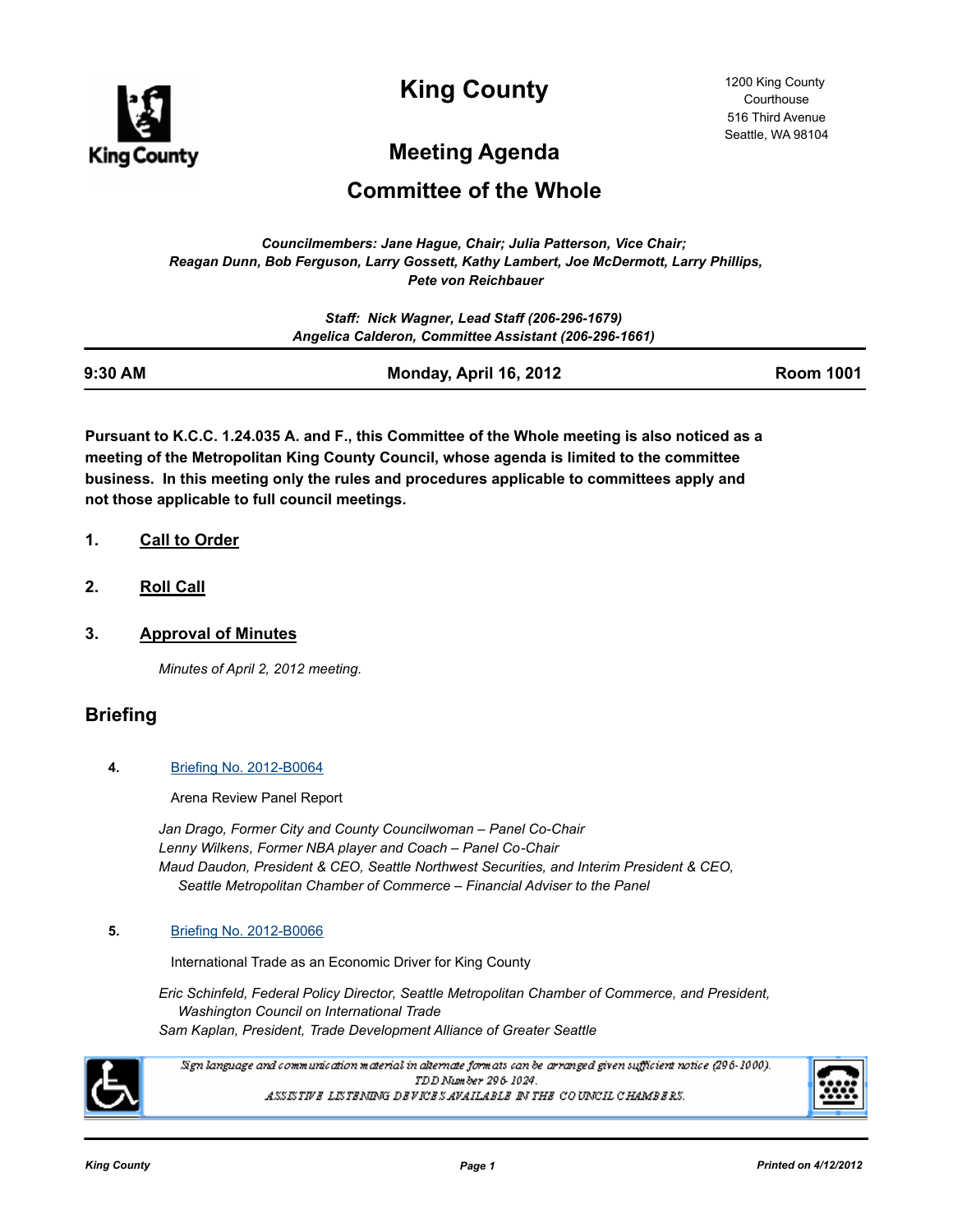# King County

1200 King County Courthouse
516 Third Avenue
Seattle, WA 98104

## Meeting Agenda

## Committee of the Whole

*Councilmembers: Jane Hague, Chair; Julia Patterson, Vice Chair; Reagan Dunn, Bob Ferguson, Larry Gossett, Kathy Lambert, Joe McDermott, Larry Phillips, Pete von Reichbauer*

*Staff: Nick Wagner, Lead Staff (206-296-1679)*
*Angelica Calderon, Committee Assistant (206-296-1661)*

| 9:30 AM | Monday, April 16, 2012 | Room 1001 |
|---|---|---|

**Pursuant to K.C.C. 1.24.035 A. and F., this Committee of the Whole meeting is also noticed as a meeting of the Metropolitan King County Council, whose agenda is limited to the committee business. In this meeting only the rules and procedures applicable to committees apply and not those applicable to full council meetings.**

1. **Call to Order**

2. **Roll Call**

3. **Approval of Minutes**

   *Minutes of April 2, 2012 meeting.*

## Briefing

4. Briefing No. 2012-B0064

   Arena Review Panel Report

   *Jan Drago, Former City and County Councilwoman – Panel Co-Chair*
   *Lenny Wilkens, Former NBA player and Coach – Panel Co-Chair*
   *Maud Daudon, President & CEO, Seattle Northwest Securities, and Interim President & CEO, Seattle Metropolitan Chamber of Commerce – Financial Adviser to the Panel*

5. Briefing No. 2012-B0066

   International Trade as an Economic Driver for King County

   *Eric Schinfeld, Federal Policy Director, Seattle Metropolitan Chamber of Commerce, and President, Washington Council on International Trade*
   *Sam Kaplan, President, Trade Development Alliance of Greater Seattle*

*Sign language and communication material in alternate formats can be arranged given sufficient notice (296-1000).*
*TDD Number 296-1024.*
*ASSISTIVE LISTENING DEVICES AVAILABLE IN THE COUNCIL CHAMBERS.*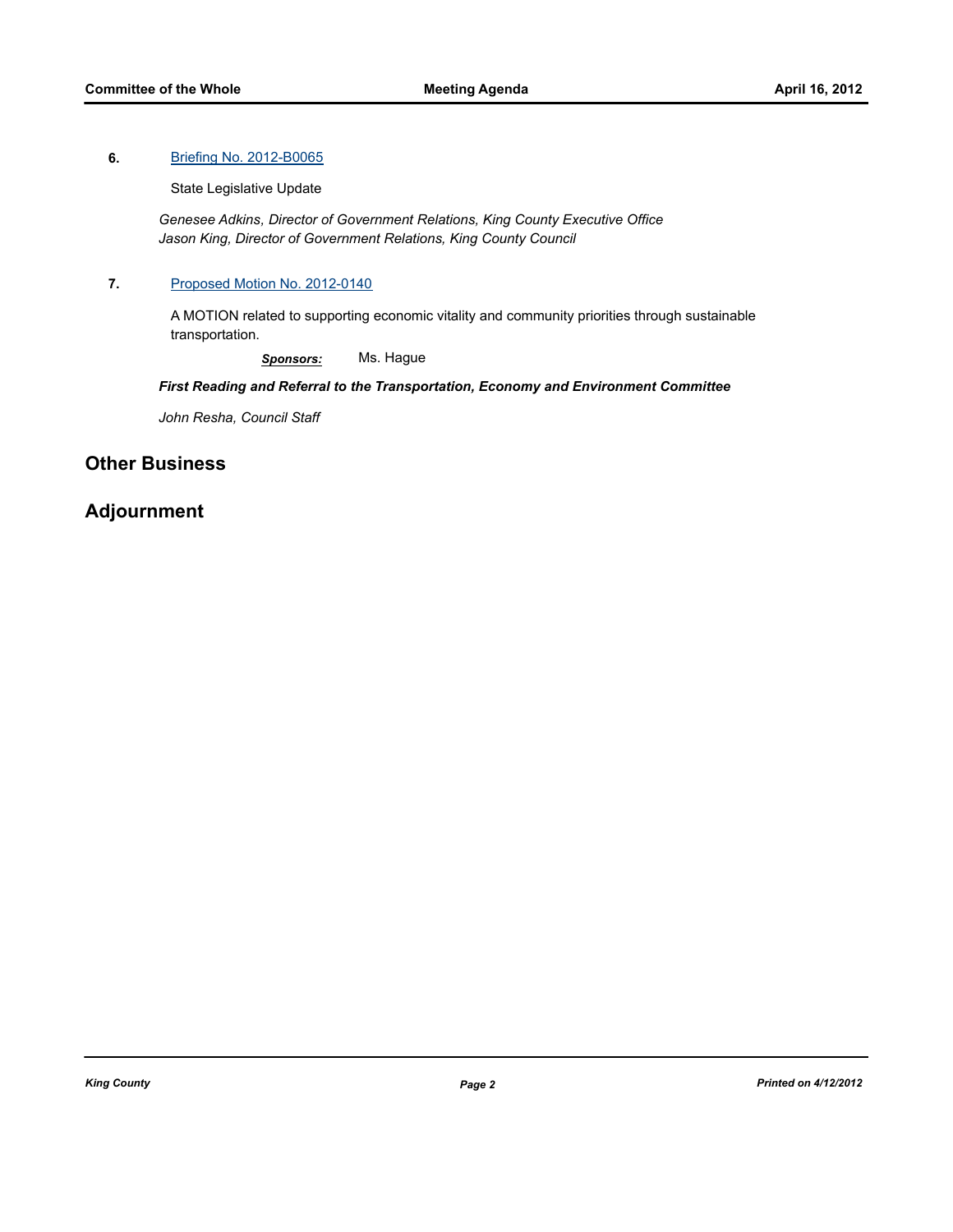6. Briefing No. 2012-B0065

State Legislative Update

*Genesee Adkins, Director of Government Relations, King County Executive Office*
*Jason King, Director of Government Relations, King County Council*

7. Proposed Motion No. 2012-0140

A MOTION related to supporting economic vitality and community priorities through sustainable transportation.

***Sponsors:*** Ms. Hague

***First Reading and Referral to the Transportation, Economy and Environment Committee***

*John Resha, Council Staff*

## Other Business

## Adjournment